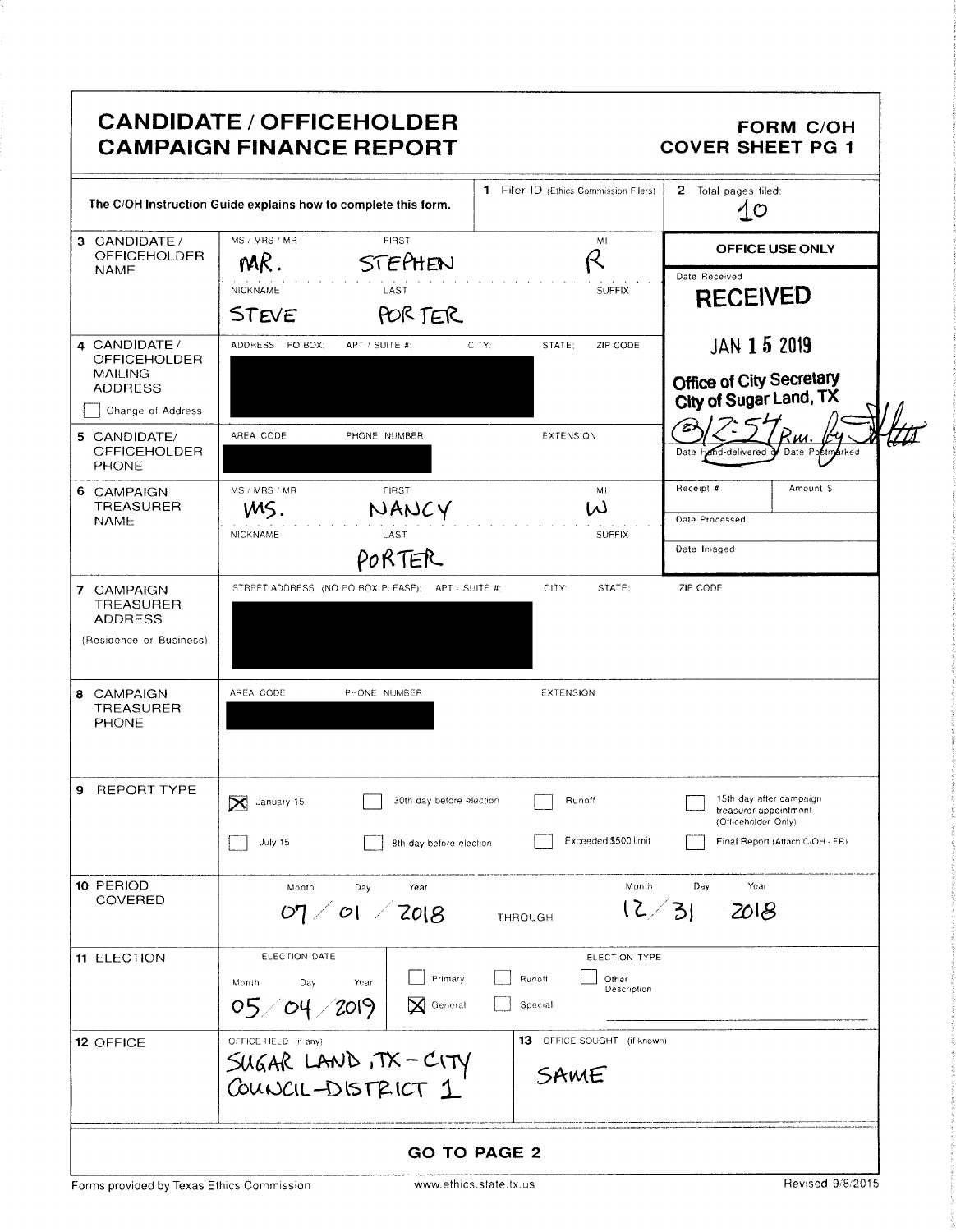# CANDIDATE / OFFICEHOLDER CAMPAIGN FINANCE REPORT

**FORM C/OH**
**COVER SHEET PG 1**

The C/OH Instruction Guide explains how to complete this form.

**1** Filer ID (Ethics Commission Filers)

**2** Total pages filed: 10

**OFFICE USE ONLY**

Date Received: **RECEIVED** JAN 15 2019 **Office of City Secretary City of Sugar Land, TX** @12:57 P.M. by [signature]

Date Hand-delivered or Date Postmarked

Receipt # | Amount $

Date Processed

Date Imaged

| | |
|---|---|
| **3** CANDIDATE / OFFICEHOLDER NAME | MS / MRS / MR: MR. FIRST: STEPHEN MI: R NICKNAME: STEVE LAST: PORTER SUFFIX: |
| **4** CANDIDATE / OFFICEHOLDER MAILING ADDRESS ☐ Change of Address | ADDRESS / PO BOX; APT / SUITE #; CITY; STATE; ZIP CODE [redacted] |
| **5** CANDIDATE/ OFFICEHOLDER PHONE | AREA CODE PHONE NUMBER EXTENSION [redacted] |
| **6** CAMPAIGN TREASURER NAME | MS / MRS / MR: MS. FIRST: NANCY MI: W NICKNAME: LAST: PORTER SUFFIX: |
| **7** CAMPAIGN TREASURER ADDRESS (Residence or Business) | STREET ADDRESS (NO PO BOX PLEASE); APT / SUITE #; CITY; STATE; ZIP CODE [redacted] |
| **8** CAMPAIGN TREASURER PHONE | AREA CODE PHONE NUMBER EXTENSION [redacted] |

**9** REPORT TYPE

- ☒ January 15
- ☐ July 15
- ☐ 30th day before election
- ☐ 8th day before election
- ☐ Runoff
- ☐ Exceeded $500 limit
- ☐ 15th day after campaign treasurer appointment (Officeholder Only)
- ☐ Final Report (Attach C/OH - FR)

**10** PERIOD COVERED: Month Day Year 07 / 01 / 2018 THROUGH Month Day Year 12 / 31 2018

**11** ELECTION

ELECTION DATE: Month Day Year 05 / 04 / 2019

ELECTION TYPE: ☐ Primary ☒ General ☐ Runoff ☐ Special ☐ Other Description

**12** OFFICE

OFFICE HELD (if any): SUGAR LAND, TX - CITY COUNCIL - DISTRICT 1

**13** OFFICE SOUGHT (if known): SAME

**GO TO PAGE 2**

Forms provided by Texas Ethics Commission www.ethics.state.tx.us Revised 9/8/2015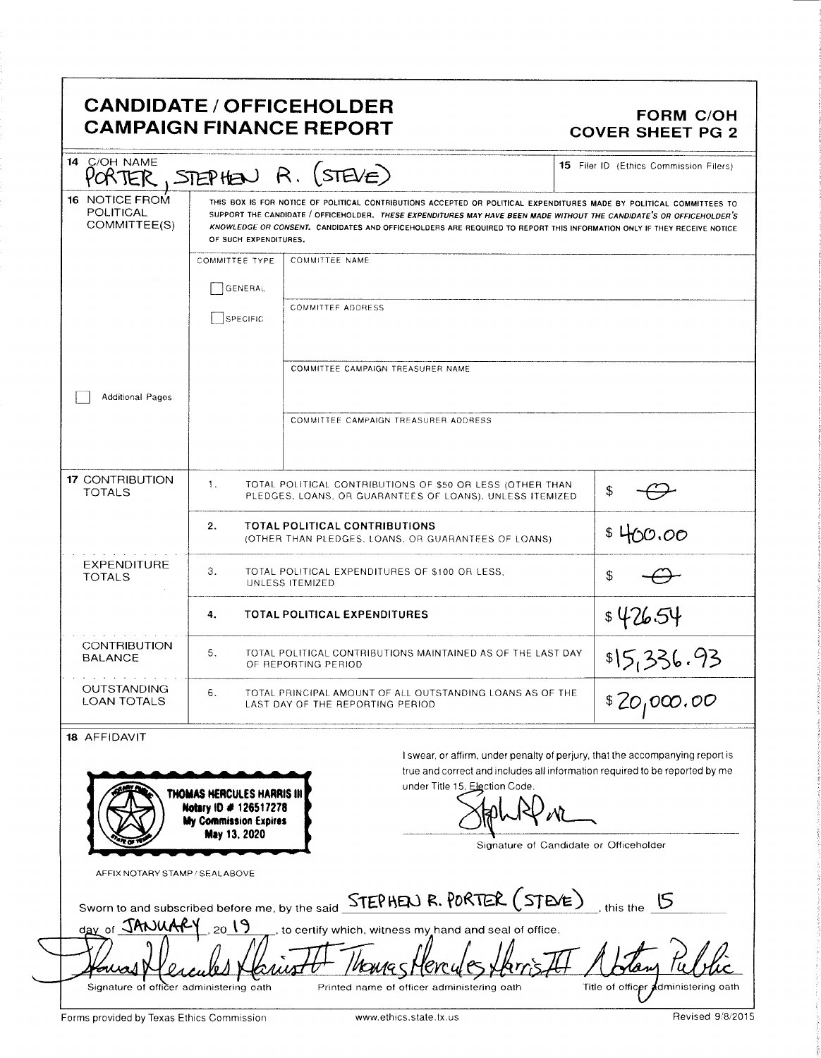# CANDIDATE / OFFICEHOLDER CAMPAIGN FINANCE REPORT

**FORM C/OH**
**COVER SHEET PG 2**

| | | |
|---|---|---|
| **14** C/OH NAME | PORTER, STEPHEN R. (STEVE) | **15** Filer ID (Ethics Commission Filers) |

**16 NOTICE FROM POLITICAL COMMITTEE(S)**

THIS BOX IS FOR NOTICE OF POLITICAL CONTRIBUTIONS ACCEPTED OR POLITICAL EXPENDITURES MADE BY POLITICAL COMMITTEES TO SUPPORT THE CANDIDATE / OFFICEHOLDER. *THESE EXPENDITURES MAY HAVE BEEN MADE WITHOUT THE CANDIDATE'S OR OFFICEHOLDER'S KNOWLEDGE OR CONSENT.* CANDIDATES AND OFFICEHOLDERS ARE REQUIRED TO REPORT THIS INFORMATION ONLY IF THEY RECEIVE NOTICE OF SUCH EXPENDITURES.

| COMMITTEE TYPE | |
|---|---|
| ☐ GENERAL | COMMITTEE NAME |
| ☐ SPECIFIC | COMMITTEE ADDRESS |
| | COMMITTEE CAMPAIGN TREASURER NAME |
| | COMMITTEE CAMPAIGN TREASURER ADDRESS |

☐ Additional Pages

| | | | |
|---|---|---|---|
| **17** CONTRIBUTION TOTALS | 1. | TOTAL POLITICAL CONTRIBUTIONS OF $50 OR LESS (OTHER THAN PLEDGES, LOANS, OR GUARANTEES OF LOANS), UNLESS ITEMIZED | $ -0- |
| | 2. | **TOTAL POLITICAL CONTRIBUTIONS** (OTHER THAN PLEDGES, LOANS, OR GUARANTEES OF LOANS) | $ 400.00 |
| EXPENDITURE TOTALS | 3. | TOTAL POLITICAL EXPENDITURES OF $100 OR LESS, UNLESS ITEMIZED | $ -0- |
| | 4. | **TOTAL POLITICAL EXPENDITURES** | $ 426.54 |
| CONTRIBUTION BALANCE | 5. | TOTAL POLITICAL CONTRIBUTIONS MAINTAINED AS OF THE LAST DAY OF REPORTING PERIOD | $ 15,336.93 |
| OUTSTANDING LOAN TOTALS | 6. | TOTAL PRINCIPAL AMOUNT OF ALL OUTSTANDING LOANS AS OF THE LAST DAY OF THE REPORTING PERIOD | $ 20,000.00 |

**18** AFFIDAVIT

THOMAS HERCULES HARRIS III
Notary ID # 126517278
My Commission Expires
May 13, 2020

AFFIX NOTARY STAMP / SEAL ABOVE

I swear, or affirm, under penalty of perjury, that the accompanying report is true and correct and includes all information required to be reported by me under Title 15, Election Code.

[Signature]

Signature of Candidate or Officeholder

Sworn to and subscribed before me, by the said STEPHEN R. PORTER (STEVE), this the 15 day of JANUARY, 20 19, to certify which, witness my hand and seal of office.

| [Signature] | Thomas Hercules Harris III | Notary Public |
|---|---|---|
| Signature of officer administering oath | Printed name of officer administering oath | Title of officer administering oath |

Forms provided by Texas Ethics Commission    www.ethics.state.tx.us    Revised 9/8/2015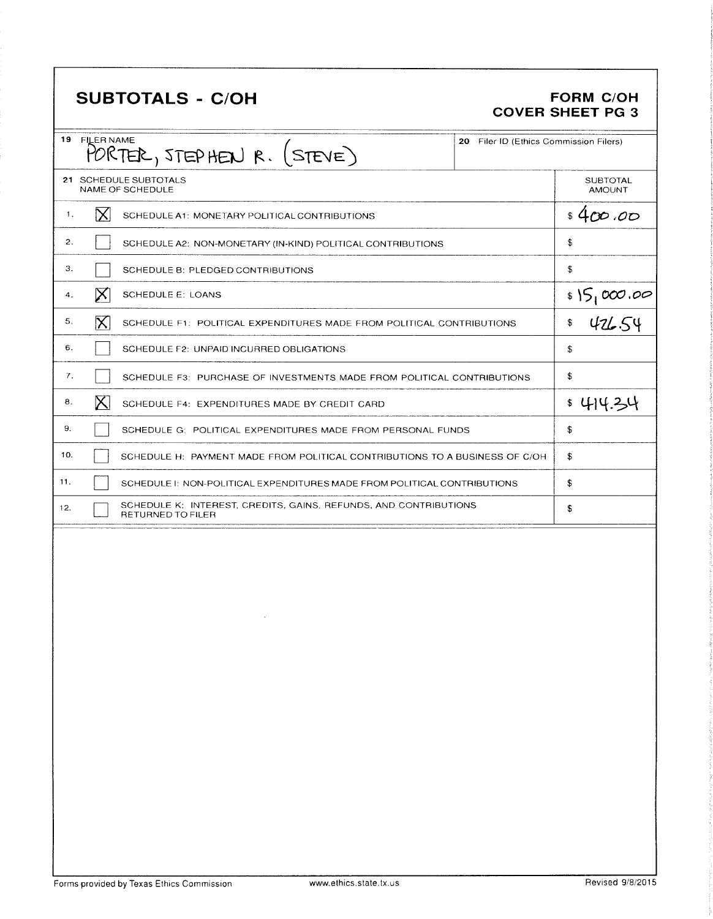# SUBTOTALS - C/OH

**FORM C/OH**
**COVER SHEET PG 3**

| 19 FILER NAME | 20 Filer ID (Ethics Commission Filers) |
|---|---|
| PORTER, STEPHEN R. (STEVE) | |

| | | 21 SCHEDULE SUBTOTALS NAME OF SCHEDULE | SUBTOTAL AMOUNT |
|---|---|---|---|
| 1. | [X] | SCHEDULE A1: MONETARY POLITICAL CONTRIBUTIONS | $ 400.00 |
| 2. | [ ] | SCHEDULE A2: NON-MONETARY (IN-KIND) POLITICAL CONTRIBUTIONS | $ |
| 3. | [ ] | SCHEDULE B: PLEDGED CONTRIBUTIONS | $ |
| 4. | [X] | SCHEDULE E: LOANS | $ 15,000.00 |
| 5. | [X] | SCHEDULE F1: POLITICAL EXPENDITURES MADE FROM POLITICAL CONTRIBUTIONS | $ 426.54 |
| 6. | [ ] | SCHEDULE F2: UNPAID INCURRED OBLIGATIONS | $ |
| 7. | [ ] | SCHEDULE F3: PURCHASE OF INVESTMENTS MADE FROM POLITICAL CONTRIBUTIONS | $ |
| 8. | [X] | SCHEDULE F4: EXPENDITURES MADE BY CREDIT CARD | $ 414.34 |
| 9. | [ ] | SCHEDULE G: POLITICAL EXPENDITURES MADE FROM PERSONAL FUNDS | $ |
| 10. | [ ] | SCHEDULE H: PAYMENT MADE FROM POLITICAL CONTRIBUTIONS TO A BUSINESS OF C/OH | $ |
| 11. | [ ] | SCHEDULE I: NON-POLITICAL EXPENDITURES MADE FROM POLITICAL CONTRIBUTIONS | $ |
| 12. | [ ] | SCHEDULE K: INTEREST, CREDITS, GAINS, REFUNDS, AND CONTRIBUTIONS RETURNED TO FILER | $ |

Forms provided by Texas Ethics Commission www.ethics.state.tx.us Revised 9/8/2015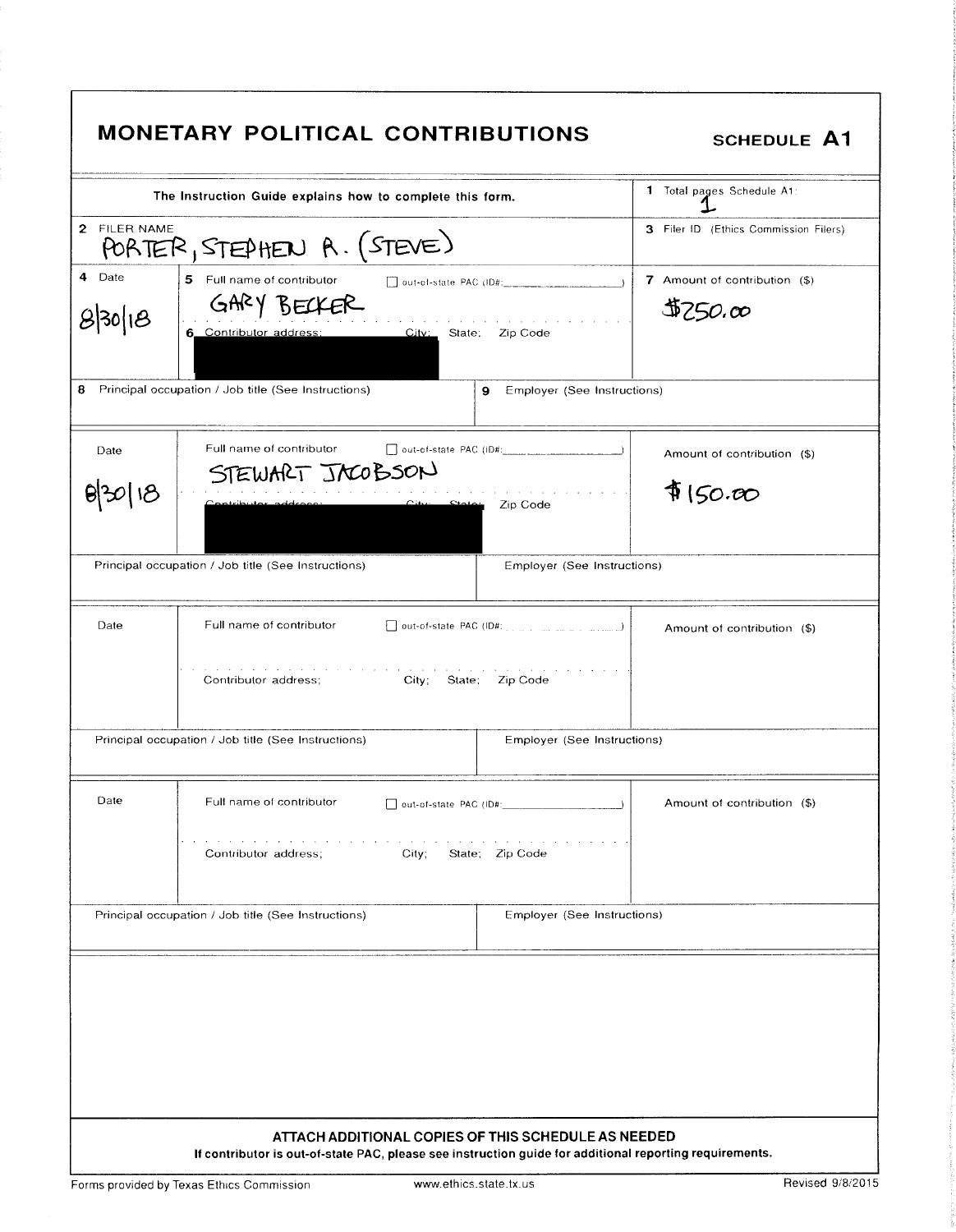# MONETARY POLITICAL CONTRIBUTIONS

**SCHEDULE A1**

| The Instruction Guide explains how to complete this form. | | 1 Total pages Schedule A1: 1 |
|---|---|---|
| 2 FILER NAME<br>PORTER, STEPHEN R. (STEVE) | | 3 Filer ID (Ethics Commission Filers) |
| 4 Date<br>8/30/18 | 5 Full name of contributor ☐ out-of-state PAC (ID#: ) <br>GARY BECKER<br>6 Contributor address; City; State; Zip Code | 7 Amount of contribution ($)<br>$250.00 |
| 8 Principal occupation / Job title (See Instructions) | 9 Employer (See Instructions) | |
| Date<br>8/30/18 | Full name of contributor ☐ out-of-state PAC (ID#: )<br>STEWART JACOBSON<br>Contributor address; City; State; Zip Code | Amount of contribution ($)<br>$150.00 |
| Principal occupation / Job title (See Instructions) | Employer (See Instructions) | |
| Date | Full name of contributor ☐ out-of-state PAC (ID#: )<br>Contributor address; City; State; Zip Code | Amount of contribution ($) |
| Principal occupation / Job title (See Instructions) | Employer (See Instructions) | |
| Date | Full name of contributor ☐ out-of-state PAC (ID#: )<br>Contributor address; City; State; Zip Code | Amount of contribution ($) |
| Principal occupation / Job title (See Instructions) | Employer (See Instructions) | |

**ATTACH ADDITIONAL COPIES OF THIS SCHEDULE AS NEEDED**

**If contributor is out-of-state PAC, please see instruction guide for additional reporting requirements.**

Forms provided by Texas Ethics Commission www.ethics.state.tx.us Revised 9/8/2015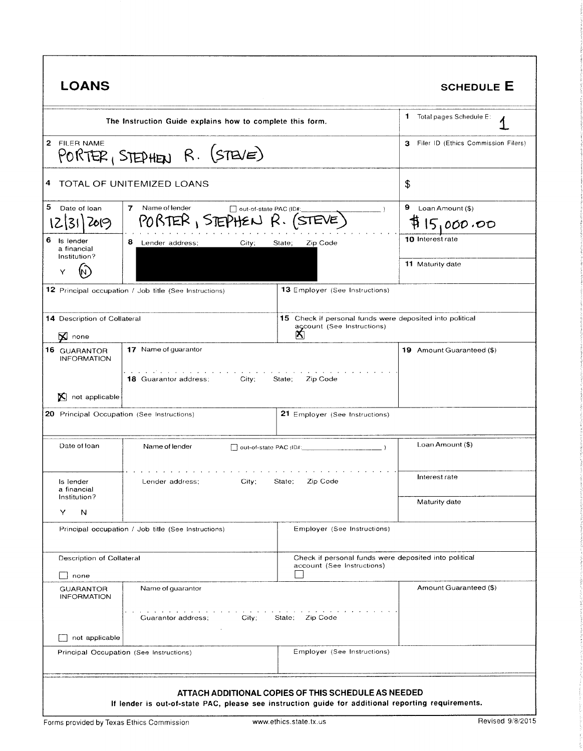# LOANS

## SCHEDULE E

| | |
|---|---|
| The Instruction Guide explains how to complete this form. | 1 Total pages Schedule E: 1 |
| 2 FILER NAME<br>PORTER, STEPHEN R. (STEVE) | 3 Filer ID (Ethics Commission Filers) |
| 4 TOTAL OF UNITEMIZED LOANS | $ |

| | | |
|---|---|---|
| 5 Date of loan<br>12/31/2019 | 7 Name of lender ☐ out-of-state PAC (ID#: )<br>PORTER, STEPHEN R. (STEVE) | 9 Loan Amount ($)<br>$15,000.00 |
| 6 Is lender a financial Institution?<br>Y (N) | 8 Lender address; City; State; Zip Code<br>[REDACTED] | 10 Interest rate<br><br>11 Maturity date |
| 12 Principal occupation / Job title (See Instructions) | 13 Employer (See Instructions) | |
| 14 Description of Collateral<br>☒ none | 15 Check if personal funds were deposited into political account (See Instructions)<br>☒ | |
| 16 GUARANTOR INFORMATION<br>☒ not applicable | 17 Name of guarantor<br><br>18 Guarantor address; City; State; Zip Code | 19 Amount Guaranteed ($) |
| 20 Principal Occupation (See Instructions) | 21 Employer (See Instructions) | |

| | | |
|---|---|---|
| Date of loan | Name of lender ☐ out-of-state PAC (ID#: ) | Loan Amount ($) |
| Is lender a financial Institution?<br>Y N | Lender address; City; State; Zip Code | Interest rate<br><br>Maturity date |
| Principal occupation / Job title (See Instructions) | Employer (See Instructions) | |
| Description of Collateral<br>☐ none | Check if personal funds were deposited into political account (See Instructions)<br>☐ | |
| GUARANTOR INFORMATION<br>☐ not applicable | Name of guarantor<br><br>Guarantor address; City; State; Zip Code | Amount Guaranteed ($) |
| Principal Occupation (See Instructions) | Employer (See Instructions) | |

**ATTACH ADDITIONAL COPIES OF THIS SCHEDULE AS NEEDED**

**If lender is out-of-state PAC, please see instruction guide for additional reporting requirements.**

Forms provided by Texas Ethics Commission www.ethics.state.tx.us Revised 9/8/2015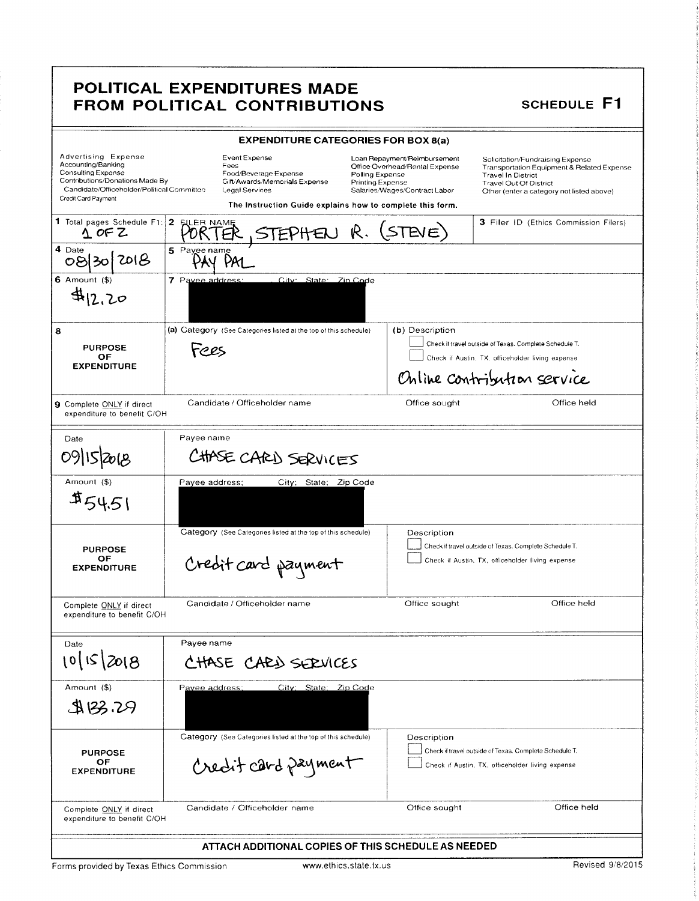# POLITICAL EXPENDITURES MADE FROM POLITICAL CONTRIBUTIONS

**SCHEDULE F1**

**EXPENDITURE CATEGORIES FOR BOX 8(a)**

| | | | |
|---|---|---|---|
| Advertising Expense | Event Expense | Loan Repayment/Reimbursement | Solicitation/Fundraising Expense |
| Accounting/Banking | Fees | Office Overhead/Rental Expense | Transportation Equipment & Related Expense |
| Consulting Expense | Food/Beverage Expense | Polling Expense | Travel In District |
| Contributions/Donations Made By Candidate/Officeholder/Political Committee | Gift/Awards/Memorials Expense | Printing Expense | Travel Out Of District |
| Credit Card Payment | Legal Services | Salaries/Wages/Contract Labor | Other (enter a category not listed above) |

The Instruction Guide explains how to complete this form.

**1** Total pages Schedule F1: 1 OF 2

**2** FILER NAME: PORTER, STEPHEN R. (STEVE)

**3** Filer ID (Ethics Commission Filers):

---

**4** Date: 08/30/2018

**5** Payee name: PAY PAL

**6** Amount ($): $12.20

**7** Payee address; City; State; Zip Code: [REDACTED]

**8** PURPOSE OF EXPENDITURE

(a) Category (See Categories listed at the top of this schedule): Fees

(b) Description:
- [ ] Check if travel outside of Texas. Complete Schedule T.
- [ ] Check if Austin, TX, officeholder living expense

Online contribution service

**9** Complete ONLY if direct expenditure to benefit C/OH — Candidate / Officeholder name: | Office sought: | Office held:

---

Date: 09/15/2018

Payee name: CHASE CARD SERVICES

Amount ($): $54.51

Payee address; City; State; Zip Code: [REDACTED]

PURPOSE OF EXPENDITURE

Category (See Categories listed at the top of this schedule): Credit card payment

Description:
- [ ] Check if travel outside of Texas. Complete Schedule T.
- [ ] Check if Austin, TX, officeholder living expense

Complete ONLY if direct expenditure to benefit C/OH — Candidate / Officeholder name: | Office sought: | Office held:

---

Date: 10/15/2018

Payee name: CHASE CARD SERVICES

Amount ($): $133.29

Payee address; City; State; Zip Code: [REDACTED]

PURPOSE OF EXPENDITURE

Category (See Categories listed at the top of this schedule): Credit card payment

Description:
- [ ] Check if travel outside of Texas. Complete Schedule T.
- [ ] Check if Austin, TX, officeholder living expense

Complete ONLY if direct expenditure to benefit C/OH — Candidate / Officeholder name: | Office sought: | Office held:

---

**ATTACH ADDITIONAL COPIES OF THIS SCHEDULE AS NEEDED**

Forms provided by Texas Ethics Commission www.ethics.state.tx.us Revised 9/8/2015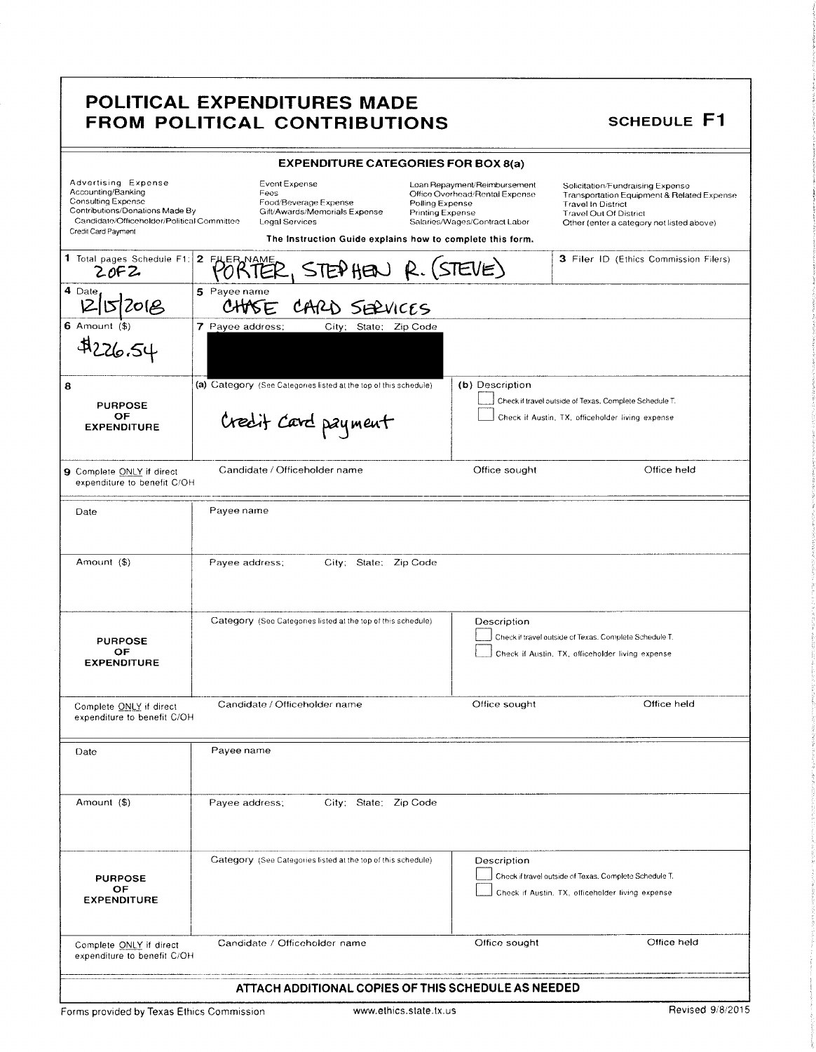# POLITICAL EXPENDITURES MADE FROM POLITICAL CONTRIBUTIONS

**SCHEDULE F1**

**EXPENDITURE CATEGORIES FOR BOX 8(a)**

| | | | |
|---|---|---|---|
| Advertising Expense | Event Expense | Loan Repayment/Reimbursement | Solicitation/Fundraising Expense |
| Accounting/Banking | Fees | Office Overhead/Rental Expense | Transportation Equipment & Related Expense |
| Consulting Expense | Food/Beverage Expense | Polling Expense | Travel In District |
| Contributions/Donations Made By Candidate/Officeholder/Political Committee | Gift/Awards/Memorials Expense | Printing Expense | Travel Out Of District |
| Credit Card Payment | Legal Services | Salaries/Wages/Contract Labor | Other (enter a category not listed above) |

**The Instruction Guide explains how to complete this form.**

| | | |
|---|---|---|
| **1** Total pages Schedule F1: 2 OF 2 | **2** FILER NAME: PORTER, STEPHEN R. (STEVE) | **3** Filer ID (Ethics Commission Filers) |
| **4** Date: 12/15/2018 | **5** Payee name: CHASE CARD SERVICES | |
| **6** Amount ($): $226.54 | **7** Payee address; City; State; Zip Code: [REDACTED] | |
| **8** PURPOSE OF EXPENDITURE | **(a)** Category (See Categories listed at the top of this schedule): Credit Card payment | **(b)** Description<br>☐ Check if travel outside of Texas. Complete Schedule T.<br>☐ Check if Austin, TX, officeholder living expense |
| **9** Complete ONLY if direct expenditure to benefit C/OH | Candidate / Officeholder name | Office sought / Office held |

| | | |
|---|---|---|
| Date | Payee name | |
| Amount ($) | Payee address; City; State; Zip Code | |
| PURPOSE OF EXPENDITURE | Category (See Categories listed at the top of this schedule) | Description<br>☐ Check if travel outside of Texas. Complete Schedule T.<br>☐ Check if Austin, TX, officeholder living expense |
| Complete ONLY if direct expenditure to benefit C/OH | Candidate / Officeholder name | Office sought / Office held |

| | | |
|---|---|---|
| Date | Payee name | |
| Amount ($) | Payee address; City; State; Zip Code | |
| PURPOSE OF EXPENDITURE | Category (See Categories listed at the top of this schedule) | Description<br>☐ Check if travel outside of Texas. Complete Schedule T.<br>☐ Check if Austin, TX, officeholder living expense |
| Complete ONLY if direct expenditure to benefit C/OH | Candidate / Officeholder name | Office sought / Office held |

**ATTACH ADDITIONAL COPIES OF THIS SCHEDULE AS NEEDED**

Forms provided by Texas Ethics Commission www.ethics.state.tx.us Revised 9/8/2015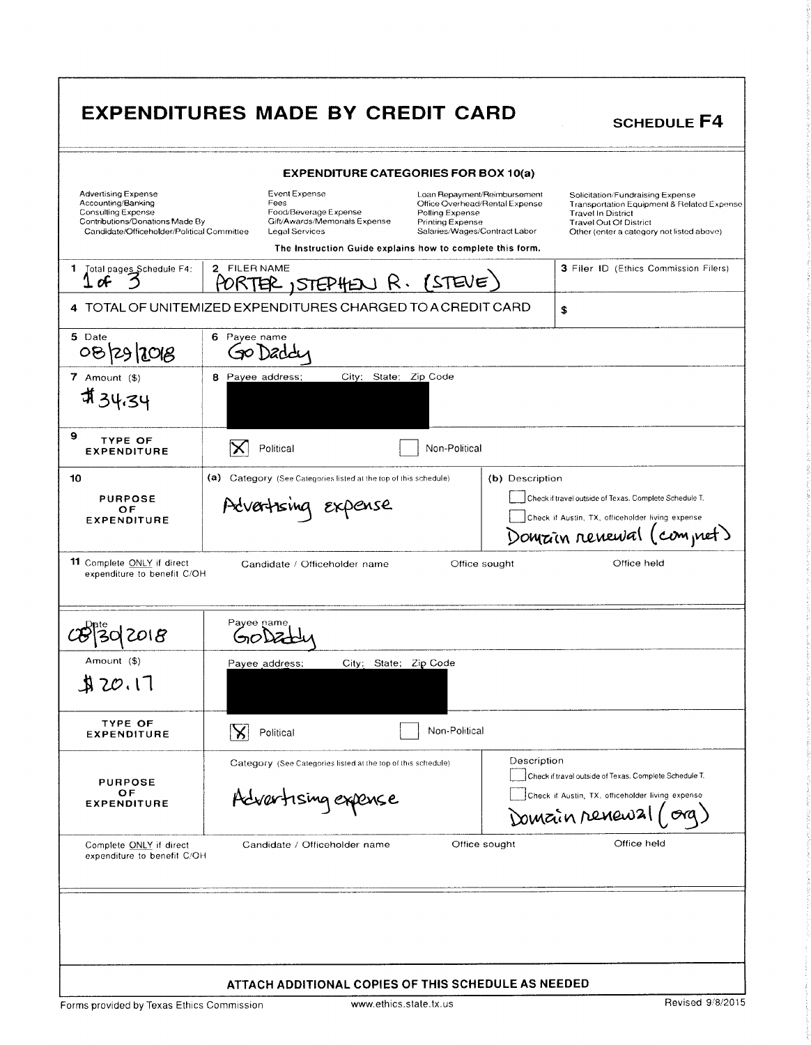# EXPENDITURES MADE BY CREDIT CARD

**SCHEDULE F4**

### EXPENDITURE CATEGORIES FOR BOX 10(a)

| | | | |
|---|---|---|---|
| Advertising Expense | Event Expense | Loan Repayment/Reimbursement | Solicitation/Fundraising Expense |
| Accounting/Banking | Fees | Office Overhead/Rental Expense | Transportation Equipment & Related Expense |
| Consulting Expense | Food/Beverage Expense | Polling Expense | Travel In District |
| Contributions/Donations Made By Candidate/Officeholder/Political Committee | Gift/Awards/Memorials Expense | Printing Expense | Travel Out Of District |
| | Legal Services | Salaries/Wages/Contract Labor | Other (enter a category not listed above) |

The Instruction Guide explains how to complete this form.

| | | |
|---|---|---|
| 1 Total pages Schedule F4: 1 of 3 | 2 FILER NAME: PORTER, STEPHEN R. (STEVE) | 3 Filer ID (Ethics Commission Filers) |
| 4 TOTAL OF UNITEMIZED EXPENDITURES CHARGED TO A CREDIT CARD | | $ |

| | |
|---|---|
| 5 Date: 08/29/2018 | 6 Payee name: Go Daddy |
| 7 Amount ($): $34.34 | 8 Payee address; City; State; Zip Code: [REDACTED] |
| 9 TYPE OF EXPENDITURE | [X] Political [ ] Non-Political |
| 10 PURPOSE OF EXPENDITURE | (a) Category (See Categories listed at the top of this schedule): Advertising expense |
| | (b) Description: [ ] Check if travel outside of Texas. Complete Schedule T. [ ] Check if Austin, TX, officeholder living expense. Domain renewal (com, net) |
| 11 Complete ONLY if direct expenditure to benefit C/OH | Candidate / Officeholder name / Office sought / Office held |

| | |
|---|---|
| Date: 08/30/2018 | Payee name: GoDaddy |
| Amount ($): $20.17 | Payee address; City; State; Zip Code: [REDACTED] |
| TYPE OF EXPENDITURE | [X] Political [ ] Non-Political |
| PURPOSE OF EXPENDITURE | Category (See Categories listed at the top of this schedule): Advertising expense |
| | Description: [ ] Check if travel outside of Texas. Complete Schedule T. [ ] Check if Austin, TX, officeholder living expense. Domain renewal (org) |
| Complete ONLY if direct expenditure to benefit C/OH | Candidate / Officeholder name / Office sought / Office held |

**ATTACH ADDITIONAL COPIES OF THIS SCHEDULE AS NEEDED**

Forms provided by Texas Ethics Commission — www.ethics.state.tx.us — Revised 9/8/2015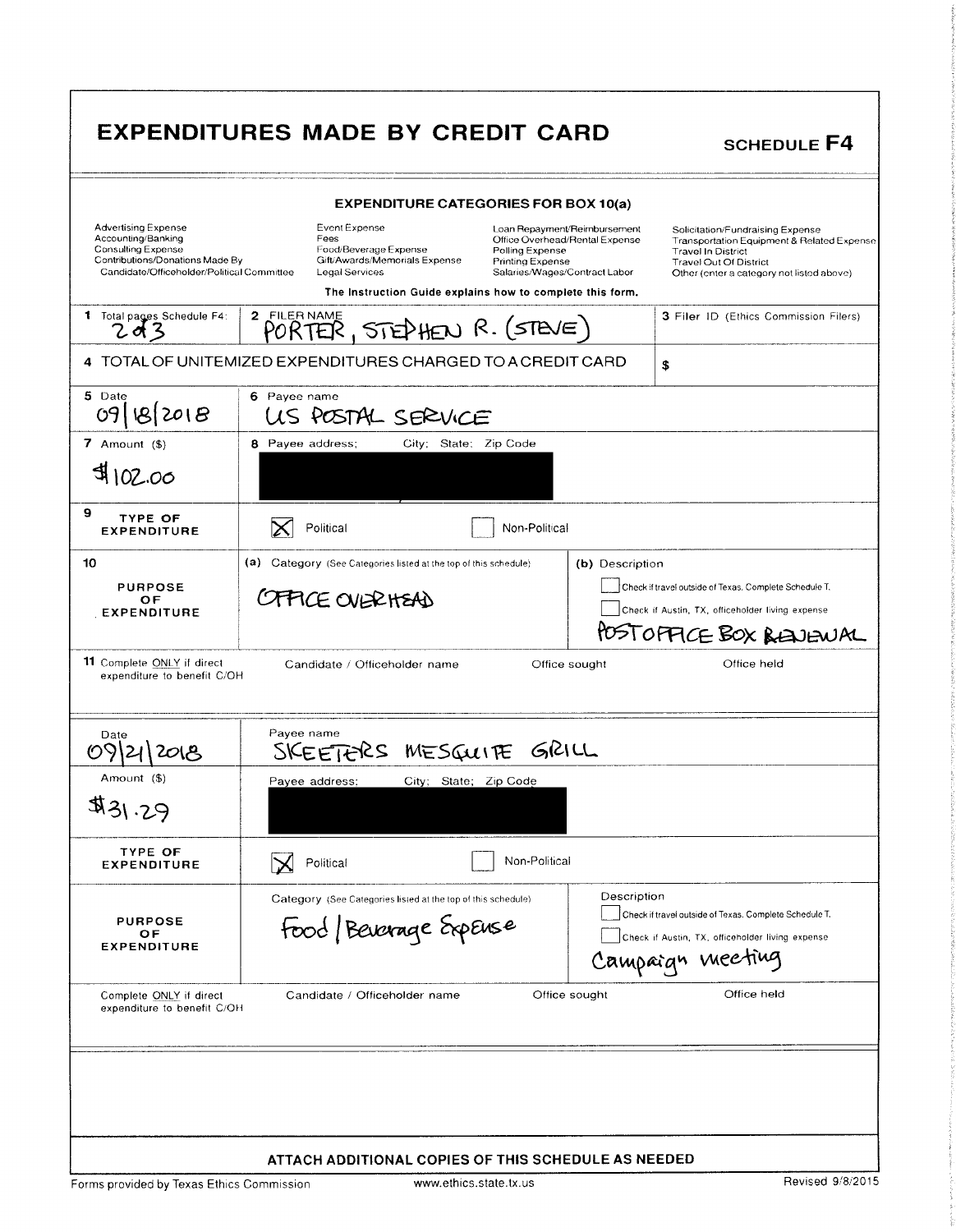# EXPENDITURES MADE BY CREDIT CARD

**SCHEDULE F4**

**EXPENDITURE CATEGORIES FOR BOX 10(a)**

| | | | |
|---|---|---|---|
| Advertising Expense | Event Expense | Loan Repayment/Reimbursement | Solicitation/Fundraising Expense |
| Accounting/Banking | Fees | Office Overhead/Rental Expense | Transportation Equipment & Related Expense |
| Consulting Expense | Food/Beverage Expense | Polling Expense | Travel In District |
| Contributions/Donations Made By Candidate/Officeholder/Political Committee | Gift/Awards/Memorials Expense | Printing Expense | Travel Out Of District |
| | Legal Services | Salaries/Wages/Contract Labor | Other (enter a category not listed above) |

**The Instruction Guide explains how to complete this form.**

**1** Total pages Schedule F4: 2 of 3

**2** FILER NAME: PORTER, STEPHEN R. (STEVE)

**3** Filer ID (Ethics Commission Filers)

**4** TOTAL OF UNITEMIZED EXPENDITURES CHARGED TO A CREDIT CARD: $

---

**5** Date: 09/18/2018

**6** Payee name: US POSTAL SERVICE

**7** Amount ($): $102.00

**8** Payee address; City; State; Zip Code: [REDACTED]

**9** TYPE OF EXPENDITURE: [X] Political [ ] Non-Political

**10** PURPOSE OF EXPENDITURE

(a) Category (See Categories listed at the top of this schedule): OFFICE OVERHEAD

(b) Description:
[ ] Check if travel outside of Texas. Complete Schedule T.
[ ] Check if Austin, TX, officeholder living expense
POST OFFICE BOX RENEWAL

**11** Complete ONLY if direct expenditure to benefit C/OH — Candidate / Officeholder name / Office sought / Office held

---

Date: 09/21/2018

Payee name: SKEETERS MESQUITE GRILL

Amount ($): $31.29

Payee address; City; State; Zip Code: [REDACTED]

TYPE OF EXPENDITURE: [X] Political [ ] Non-Political

PURPOSE OF EXPENDITURE

Category (See Categories listed at the top of this schedule): Food / Beverage Expense

Description:
[ ] Check if travel outside of Texas. Complete Schedule T.
[ ] Check if Austin, TX, officeholder living expense
Campaign meeting

Complete ONLY if direct expenditure to benefit C/OH — Candidate / Officeholder name / Office sought / Office held

---

**ATTACH ADDITIONAL COPIES OF THIS SCHEDULE AS NEEDED**

Forms provided by Texas Ethics Commission — www.ethics.state.tx.us — Revised 9/8/2015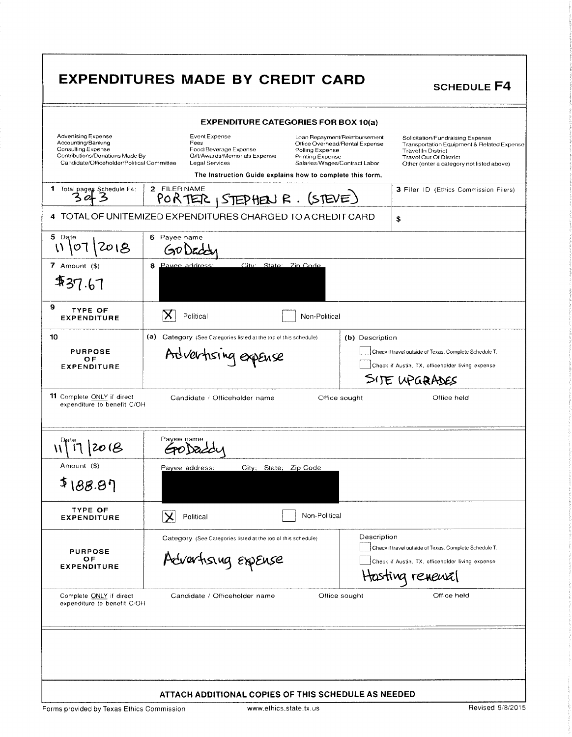# EXPENDITURES MADE BY CREDIT CARD

**SCHEDULE F4**

**EXPENDITURE CATEGORIES FOR BOX 10(a)**

| | | | |
|---|---|---|---|
| Advertising Expense<br>Accounting/Banking<br>Consulting Expense<br>Contributions/Donations Made By Candidate/Officeholder/Political Committee | Event Expense<br>Fees<br>Food/Beverage Expense<br>Gift/Awards/Memorials Expense<br>Legal Services | Loan Repayment/Reimbursement<br>Office Overhead/Rental Expense<br>Polling Expense<br>Printing Expense<br>Salaries/Wages/Contract Labor | Solicitation/Fundraising Expense<br>Transportation Equipment & Related Expense<br>Travel In District<br>Travel Out Of District<br>Other (enter a category not listed above) |

The Instruction Guide explains how to complete this form.

| | | |
|---|---|---|
| 1 Total pages Schedule F4: 3 of 3 | 2 FILER NAME<br>PORTER, STEPHEN R. (STEVE) | 3 Filer ID (Ethics Commission Filers) |
| 4 TOTAL OF UNITEMIZED EXPENDITURES CHARGED TO A CREDIT CARD | | $ |

| | | |
|---|---|---|
| 5 Date<br>11/07/2018 | 6 Payee name<br>GoDaddy | |
| 7 Amount ($)<br>$37.67 | 8 Payee address; City; State; Zip Code<br>[REDACTED] | |
| 9 TYPE OF EXPENDITURE | [X] Political [ ] Non-Political | |
| 10 PURPOSE OF EXPENDITURE | (a) Category (See Categories listed at the top of this schedule)<br>Advertising expense | (b) Description<br>[ ] Check if travel outside of Texas. Complete Schedule T.<br>[ ] Check if Austin, TX, officeholder living expense<br>SITE UPGRADES |
| 11 Complete ONLY if direct expenditure to benefit C/OH | Candidate / Officeholder name — Office sought | Office held |

| | | |
|---|---|---|
| Date<br>11/17/2018 | Payee name<br>GoDaddy | |
| Amount ($)<br>$188.87 | Payee address; City; State; Zip Code<br>[REDACTED] | |
| TYPE OF EXPENDITURE | [X] Political [ ] Non-Political | |
| PURPOSE OF EXPENDITURE | Category (See Categories listed at the top of this schedule)<br>Advertising expense | Description<br>[ ] Check if travel outside of Texas. Complete Schedule T.<br>[ ] Check if Austin, TX, officeholder living expense<br>Hosting renewal |
| Complete ONLY if direct expenditure to benefit C/OH | Candidate / Officeholder name — Office sought | Office held |

**ATTACH ADDITIONAL COPIES OF THIS SCHEDULE AS NEEDED**

Forms provided by Texas Ethics Commission www.ethics.state.tx.us Revised 9/8/2015